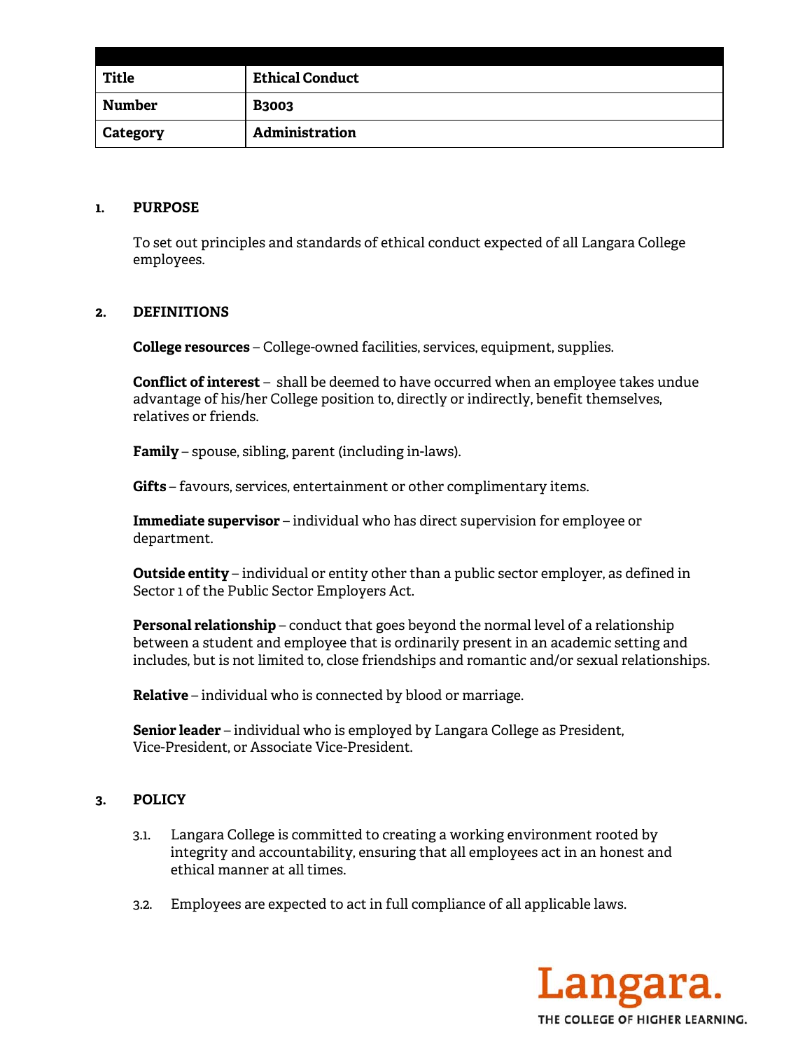| Title | Ethical Conduct |
|---|---|
| Number | B3003 |
| Category | Administration |

## 1. PURPOSE

To set out principles and standards of ethical conduct expected of all Langara College employees.

## 2. DEFINITIONS

**College resources** – College-owned facilities, services, equipment, supplies.

**Conflict of interest** – shall be deemed to have occurred when an employee takes undue advantage of his/her College position to, directly or indirectly, benefit themselves, relatives or friends.

**Family** – spouse, sibling, parent (including in-laws).

**Gifts** – favours, services, entertainment or other complimentary items.

**Immediate supervisor** – individual who has direct supervision for employee or department.

**Outside entity** – individual or entity other than a public sector employer, as defined in Sector 1 of the Public Sector Employers Act.

**Personal relationship** – conduct that goes beyond the normal level of a relationship between a student and employee that is ordinarily present in an academic setting and includes, but is not limited to, close friendships and romantic and/or sexual relationships.

**Relative** – individual who is connected by blood or marriage.

**Senior leader** – individual who is employed by Langara College as President, Vice-President, or Associate Vice-President.

## 3. POLICY

3.1. Langara College is committed to creating a working environment rooted by integrity and accountability, ensuring that all employees act in an honest and ethical manner at all times.

3.2. Employees are expected to act in full compliance of all applicable laws.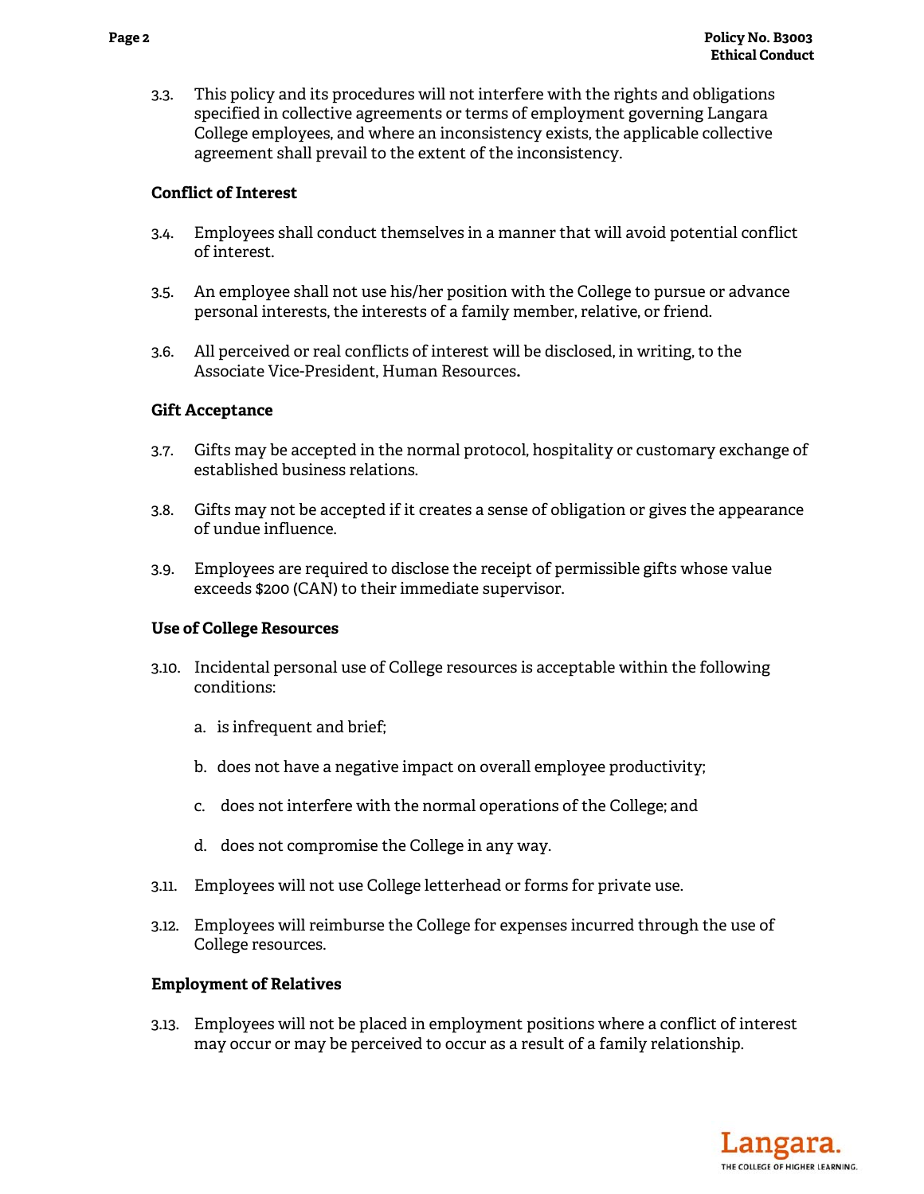3.3. This policy and its procedures will not interfere with the rights and obligations specified in collective agreements or terms of employment governing Langara College employees, and where an inconsistency exists, the applicable collective agreement shall prevail to the extent of the inconsistency.

**Conflict of Interest**

3.4. Employees shall conduct themselves in a manner that will avoid potential conflict of interest.

3.5. An employee shall not use his/her position with the College to pursue or advance personal interests, the interests of a family member, relative, or friend.

3.6. All perceived or real conflicts of interest will be disclosed, in writing, to the Associate Vice-President, Human Resources**.**

**Gift Acceptance**

3.7. Gifts may be accepted in the normal protocol, hospitality or customary exchange of established business relations.

3.8. Gifts may not be accepted if it creates a sense of obligation or gives the appearance of undue influence.

3.9. Employees are required to disclose the receipt of permissible gifts whose value exceeds $200 (CAN) to their immediate supervisor.

**Use of College Resources**

3.10. Incidental personal use of College resources is acceptable within the following conditions:

a. is infrequent and brief;

b. does not have a negative impact on overall employee productivity;

c. does not interfere with the normal operations of the College; and

d. does not compromise the College in any way.

3.11. Employees will not use College letterhead or forms for private use.

3.12. Employees will reimburse the College for expenses incurred through the use of College resources.

**Employment of Relatives**

3.13. Employees will not be placed in employment positions where a conflict of interest may occur or may be perceived to occur as a result of a family relationship.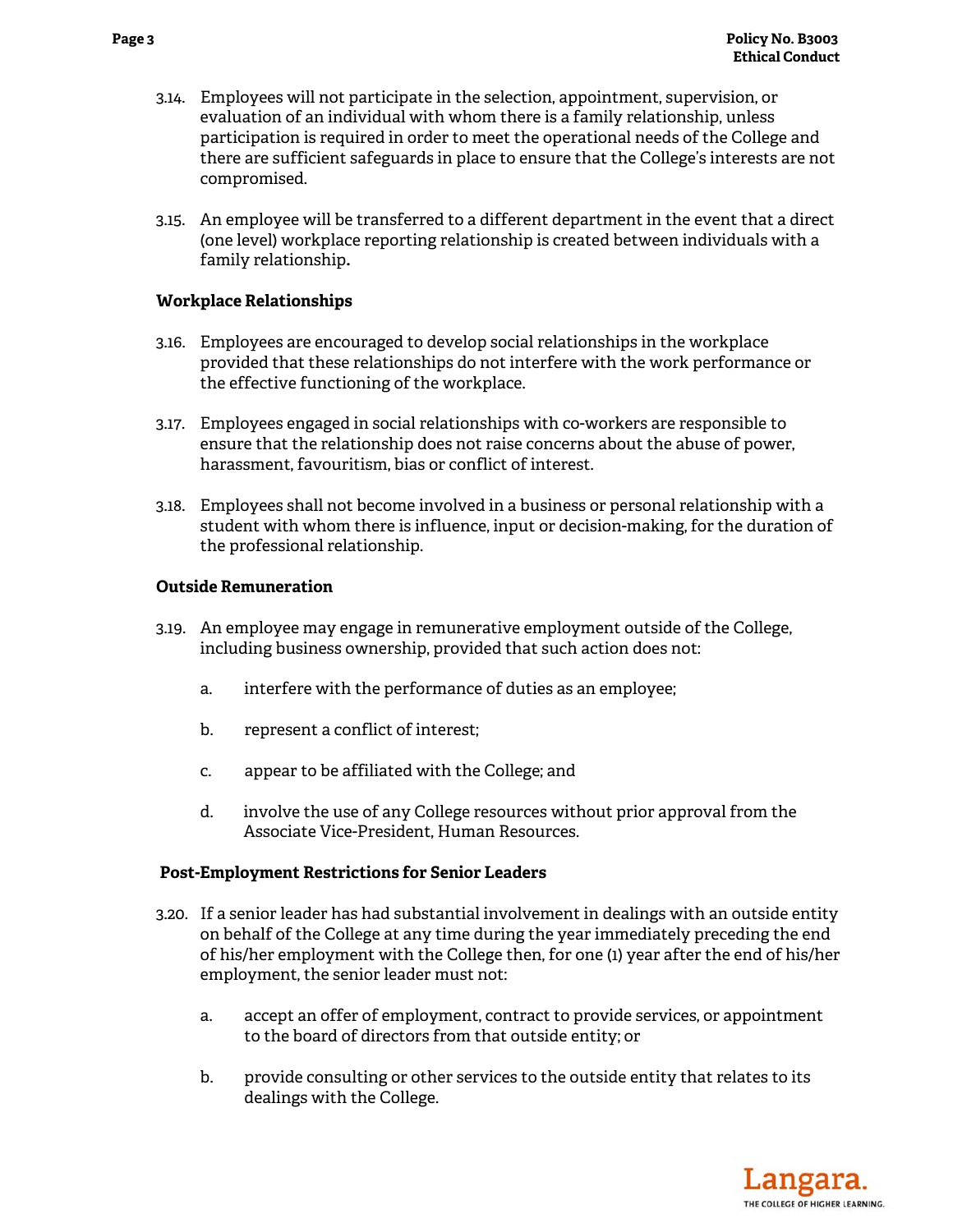3.14. Employees will not participate in the selection, appointment, supervision, or evaluation of an individual with whom there is a family relationship, unless participation is required in order to meet the operational needs of the College and there are sufficient safeguards in place to ensure that the College's interests are not compromised.

3.15. An employee will be transferred to a different department in the event that a direct (one level) workplace reporting relationship is created between individuals with a family relationship.

**Workplace Relationships**

3.16. Employees are encouraged to develop social relationships in the workplace provided that these relationships do not interfere with the work performance or the effective functioning of the workplace.

3.17. Employees engaged in social relationships with co-workers are responsible to ensure that the relationship does not raise concerns about the abuse of power, harassment, favouritism, bias or conflict of interest.

3.18. Employees shall not become involved in a business or personal relationship with a student with whom there is influence, input or decision-making, for the duration of the professional relationship.

**Outside Remuneration**

3.19. An employee may engage in remunerative employment outside of the College, including business ownership, provided that such action does not:

  a. interfere with the performance of duties as an employee;

  b. represent a conflict of interest;

  c. appear to be affiliated with the College; and

  d. involve the use of any College resources without prior approval from the Associate Vice-President, Human Resources.

**Post-Employment Restrictions for Senior Leaders**

3.20. If a senior leader has had substantial involvement in dealings with an outside entity on behalf of the College at any time during the year immediately preceding the end of his/her employment with the College then, for one (1) year after the end of his/her employment, the senior leader must not:

  a. accept an offer of employment, contract to provide services, or appointment to the board of directors from that outside entity; or

  b. provide consulting or other services to the outside entity that relates to its dealings with the College.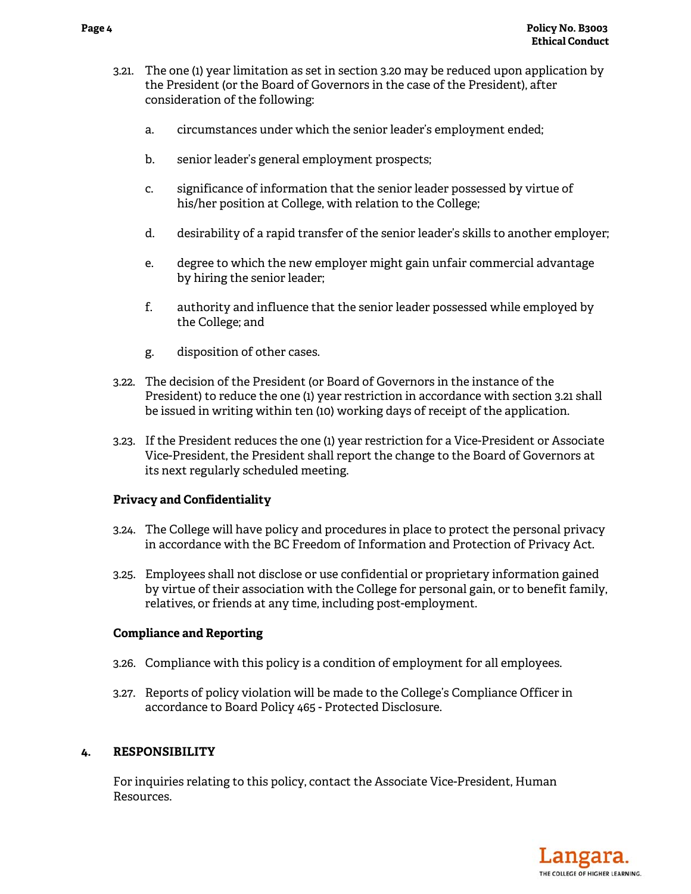3.21. The one (1) year limitation as set in section 3.20 may be reduced upon application by the President (or the Board of Governors in the case of the President), after consideration of the following:

   a. circumstances under which the senior leader's employment ended;

   b. senior leader's general employment prospects;

   c. significance of information that the senior leader possessed by virtue of his/her position at College, with relation to the College;

   d. desirability of a rapid transfer of the senior leader's skills to another employer;

   e. degree to which the new employer might gain unfair commercial advantage by hiring the senior leader;

   f. authority and influence that the senior leader possessed while employed by the College; and

   g. disposition of other cases.

3.22. The decision of the President (or Board of Governors in the instance of the President) to reduce the one (1) year restriction in accordance with section 3.21 shall be issued in writing within ten (10) working days of receipt of the application.

3.23. If the President reduces the one (1) year restriction for a Vice-President or Associate Vice-President, the President shall report the change to the Board of Governors at its next regularly scheduled meeting.

**Privacy and Confidentiality**

3.24. The College will have policy and procedures in place to protect the personal privacy in accordance with the BC Freedom of Information and Protection of Privacy Act.

3.25. Employees shall not disclose or use confidential or proprietary information gained by virtue of their association with the College for personal gain, or to benefit family, relatives, or friends at any time, including post-employment.

**Compliance and Reporting**

3.26. Compliance with this policy is a condition of employment for all employees.

3.27. Reports of policy violation will be made to the College's Compliance Officer in accordance to Board Policy 465 - Protected Disclosure.

## 4. RESPONSIBILITY

For inquiries relating to this policy, contact the Associate Vice-President, Human Resources.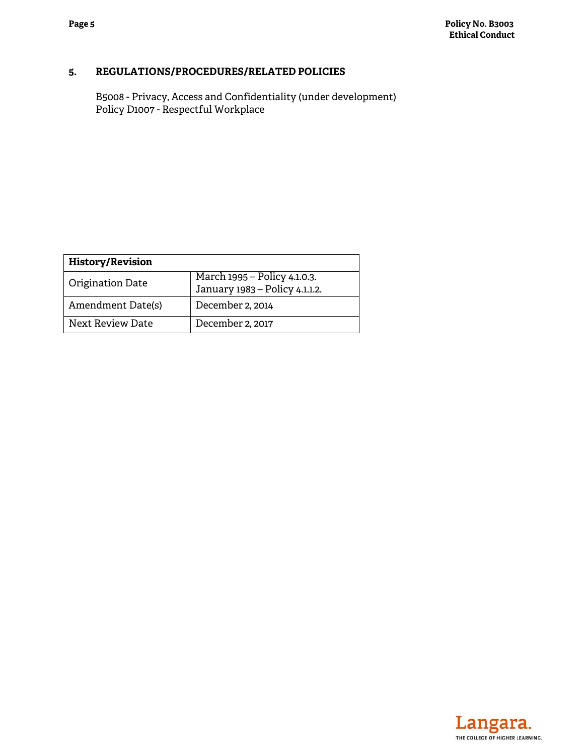## 5. REGULATIONS/PROCEDURES/RELATED POLICIES

B5008 - Privacy, Access and Confidentiality (under development)
Policy D1007 - Respectful Workplace

| **History/Revision** | |
|---|---|
| Origination Date | March 1995 – Policy 4.1.0.3.<br>January 1983 – Policy 4.1.1.2. |
| Amendment Date(s) | December 2, 2014 |
| Next Review Date | December 2, 2017 |